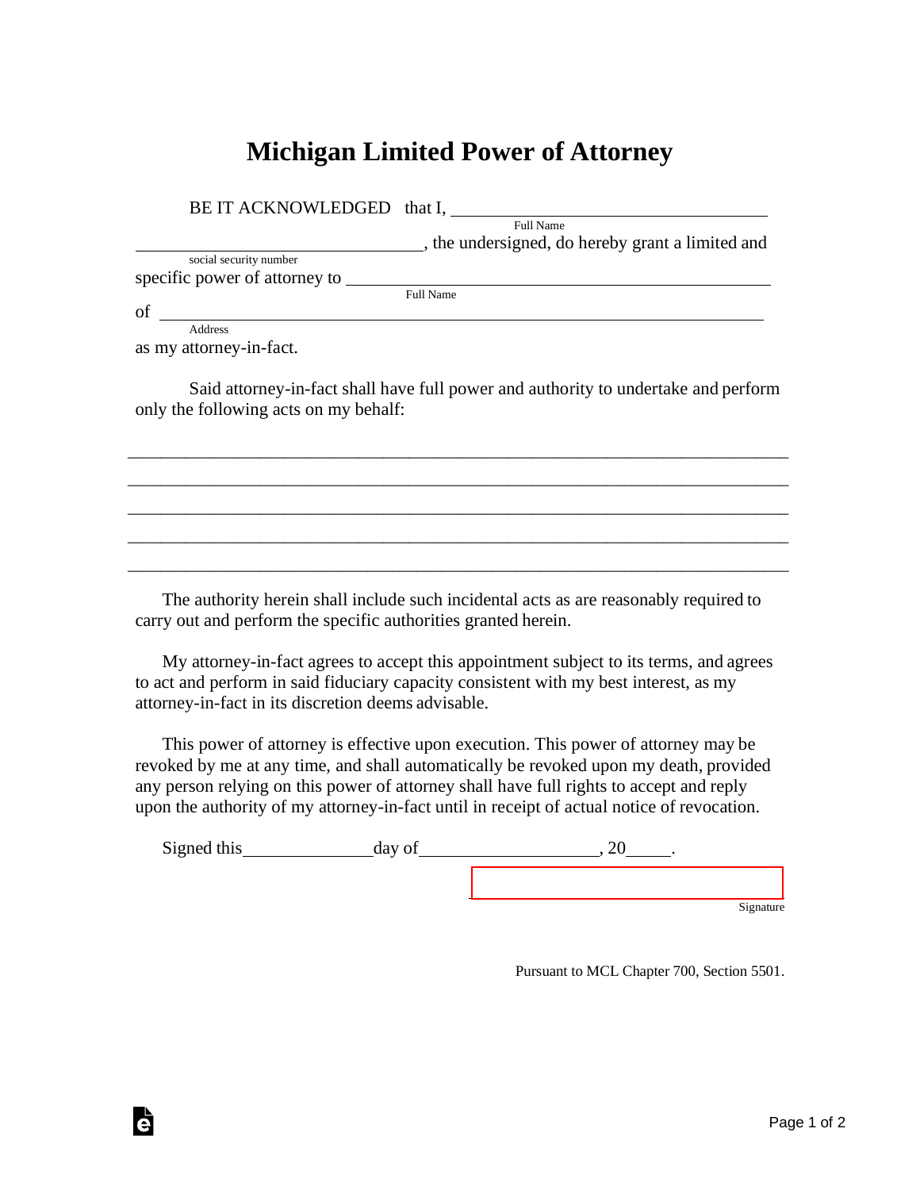# Michigan Limited Power of Attorney

BE IT ACKNOWLEDGED that I, ___________________________________
Full Name

_______________________________, the undersigned, do hereby grant a limited and
social security number

specific power of attorney to ____________________________________________
Full Name

of ________________________________________________________________
Address

as my attorney-in-fact.

Said attorney-in-fact shall have full power and authority to undertake and perform only the following acts on my behalf:

___________________________________________________________________________

___________________________________________________________________________

___________________________________________________________________________

___________________________________________________________________________

___________________________________________________________________________

The authority herein shall include such incidental acts as are reasonably required to carry out and perform the specific authorities granted herein.

My attorney-in-fact agrees to accept this appointment subject to its terms, and agrees to act and perform in said fiduciary capacity consistent with my best interest, as my attorney-in-fact in its discretion deems advisable.

This power of attorney is effective upon execution. This power of attorney may be revoked by me at any time, and shall automatically be revoked upon my death, provided any person relying on this power of attorney shall have full rights to accept and reply upon the authority of my attorney-in-fact until in receipt of actual notice of revocation.

Signed this ______________ day of ___________________, 20_____.

_________________________________
Signature

Pursuant to MCL Chapter 700, Section 5501.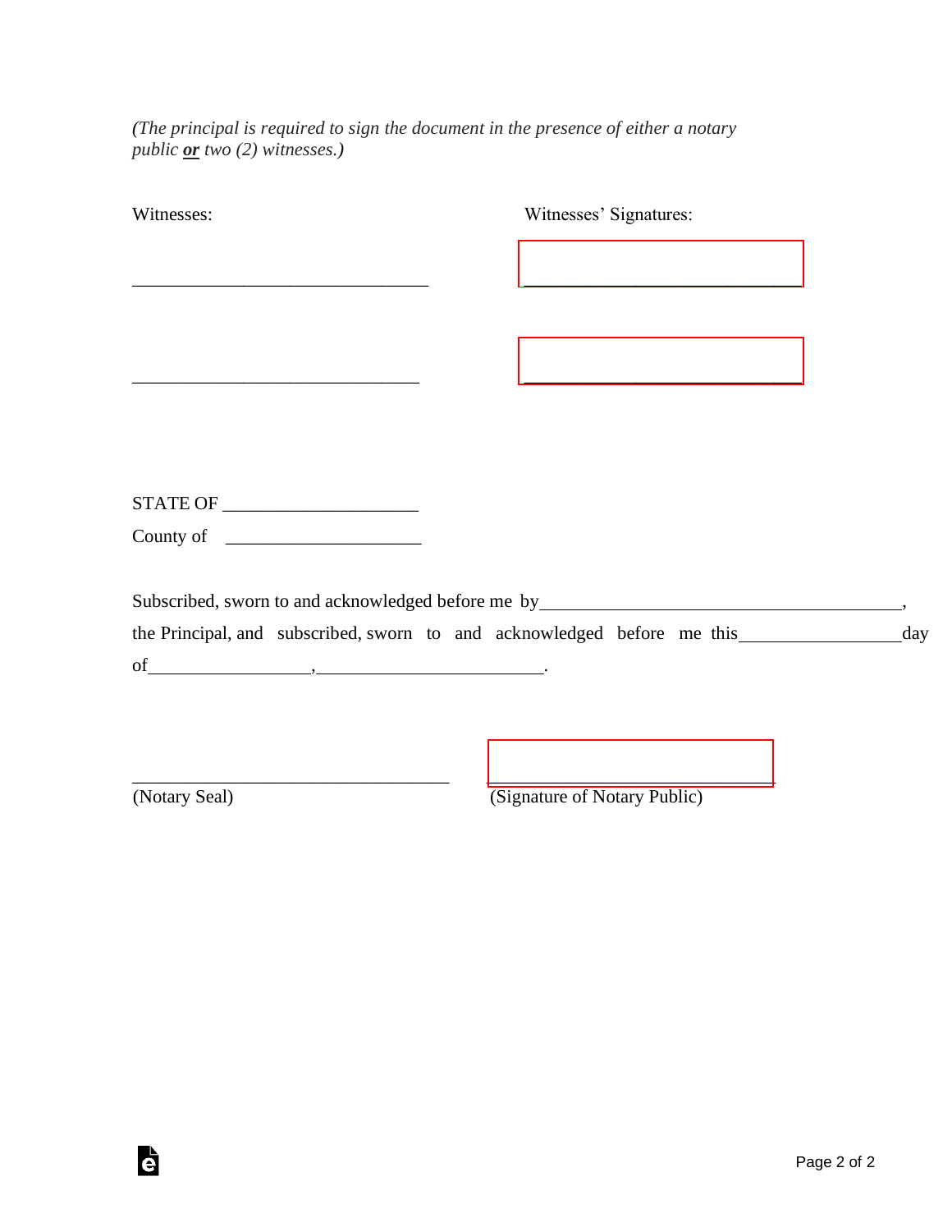*(The principal is required to sign the document in the presence of either a notary public **or** two (2) witnesses.)*

Witnesses: Witnesses' Signatures:

\_\_\_\_\_\_\_\_\_\_\_\_\_\_\_\_\_\_\_\_\_\_\_\_\_\_\_\_\_\_\_\_ \_\_\_\_\_\_\_\_\_\_\_\_\_\_\_\_\_\_\_\_\_\_\_\_\_\_\_\_\_\_\_\_

\_\_\_\_\_\_\_\_\_\_\_\_\_\_\_\_\_\_\_\_\_\_\_\_\_\_\_\_\_\_\_\_ \_\_\_\_\_\_\_\_\_\_\_\_\_\_\_\_\_\_\_\_\_\_\_\_\_\_\_\_\_\_\_\_

STATE OF \_\_\_\_\_\_\_\_\_\_\_\_\_\_\_\_\_\_\_\_\_

County of \_\_\_\_\_\_\_\_\_\_\_\_\_\_\_\_\_\_\_\_\_

Subscribed, sworn to and acknowledged before me by\_\_\_\_\_\_\_\_\_\_\_\_\_\_\_\_\_\_\_\_\_\_\_\_\_\_\_\_\_\_\_\_\_\_\_\_\_\_\_\_, the Principal, and subscribed, sworn to and acknowledged before me this\_\_\_\_\_\_\_\_\_\_\_\_\_\_\_\_\_\_day of\_\_\_\_\_\_\_\_\_\_\_\_\_\_\_\_\_\_,\_\_\_\_\_\_\_\_\_\_\_\_\_\_\_\_\_\_\_\_\_\_\_\_\_.

\_\_\_\_\_\_\_\_\_\_\_\_\_\_\_\_\_\_\_\_\_\_\_\_\_\_\_\_\_\_\_\_\_\_\_ \_\_\_\_\_\_\_\_\_\_\_\_\_\_\_\_\_\_\_\_\_\_\_\_\_\_\_\_\_\_\_\_
(Notary Seal) (Signature of Notary Public)